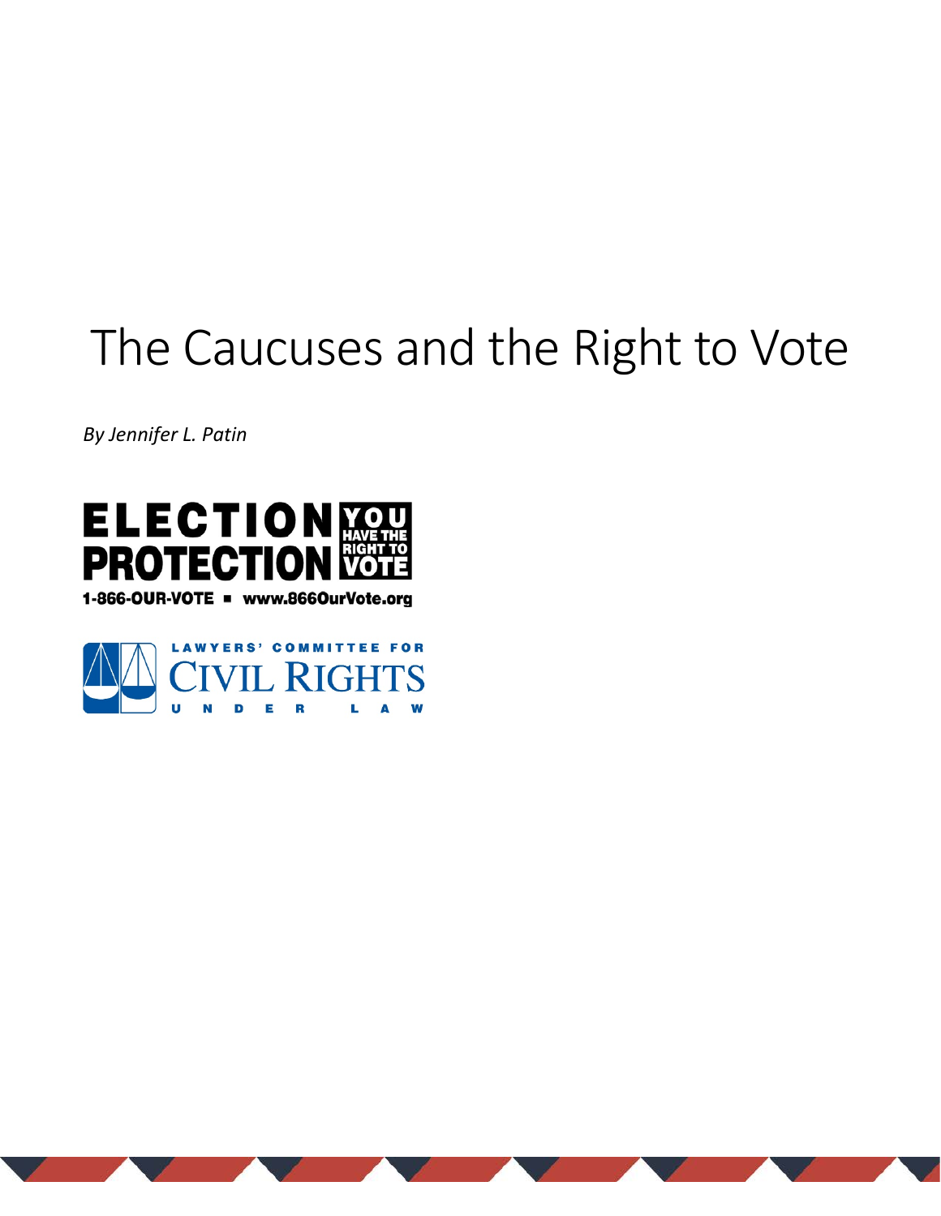# The Caucuses and the Right to Vote

*By Jennifer L. Patin*

ELECTION PROTECTION YOU HAVE THE RIGHT TO VOTE

1-866-OUR-VOTE ▪ www.866OurVote.org

LAWYERS' COMMITTEE FOR CIVIL RIGHTS UNDER LAW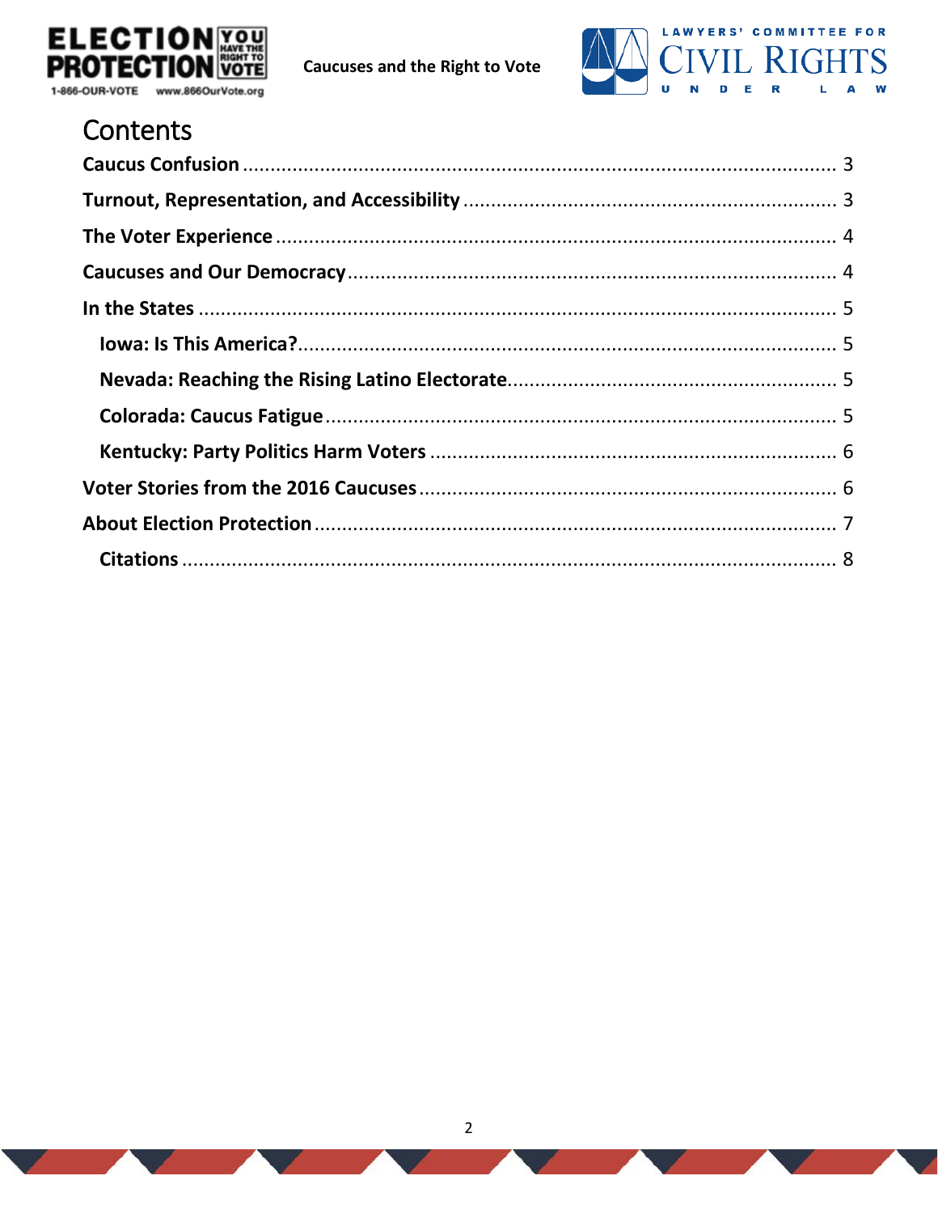# Contents

**Caucus Confusion** .......... 3

**Turnout, Representation, and Accessibility** .......... 3

**The Voter Experience** .......... 4

**Caucuses and Our Democracy** .......... 4

**In the States** .......... 5

- **Iowa: Is This America?** .......... 5
- **Nevada: Reaching the Rising Latino Electorate** .......... 5
- **Colorada: Caucus Fatigue** .......... 5
- **Kentucky: Party Politics Harm Voters** .......... 6

**Voter Stories from the 2016 Caucuses** .......... 6

**About Election Protection** .......... 7

- **Citations** .......... 8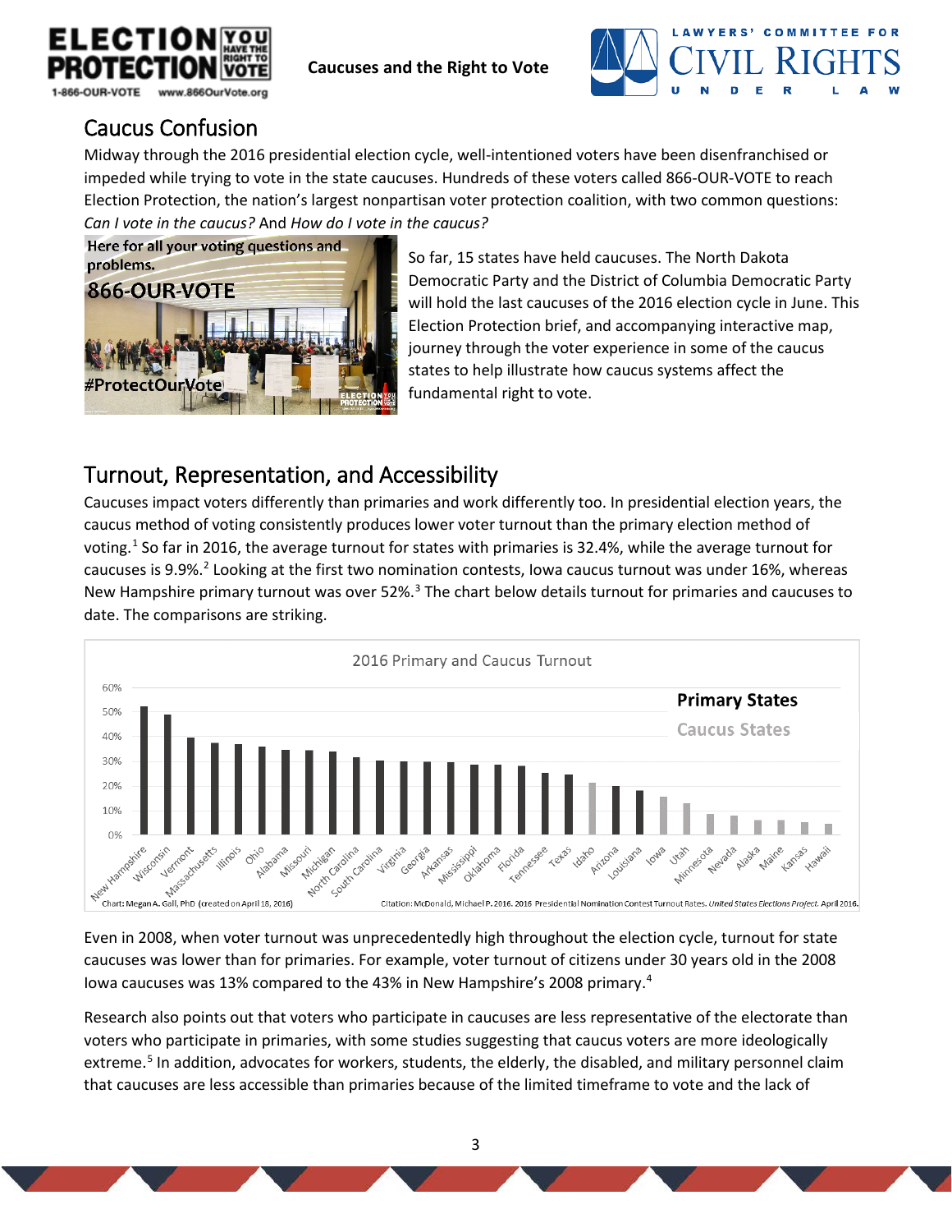## Caucus Confusion

Midway through the 2016 presidential election cycle, well-intentioned voters have been disenfranchised or impeded while trying to vote in the state caucuses. Hundreds of these voters called 866-OUR-VOTE to reach Election Protection, the nation's largest nonpartisan voter protection coalition, with two common questions: *Can I vote in the caucus?* And *How do I vote in the caucus?*

So far, 15 states have held caucuses. The North Dakota Democratic Party and the District of Columbia Democratic Party will hold the last caucuses of the 2016 election cycle in June. This Election Protection brief, and accompanying interactive map, journey through the voter experience in some of the caucus states to help illustrate how caucus systems affect the fundamental right to vote.

## Turnout, Representation, and Accessibility

Caucuses impact voters differently than primaries and work differently too. In presidential election years, the caucus method of voting consistently produces lower voter turnout than the primary election method of voting.[1] So far in 2016, the average turnout for states with primaries is 32.4%, while the average turnout for caucuses is 9.9%.[2] Looking at the first two nomination contests, Iowa caucus turnout was under 16%, whereas New Hampshire primary turnout was over 52%.[3] The chart below details turnout for primaries and caucuses to date. The comparisons are striking.

2016 Primary and Caucus Turnout

Chart: Megan A. Gall, PhD (created on April 18, 2016)

Citation: McDonald, Michael P. 2016. 2016 Presidential Nomination Contest Turnout Rates. *United States Elections Project.* April 2016.

Even in 2008, when voter turnout was unprecedentedly high throughout the election cycle, turnout for state caucuses was lower than for primaries. For example, voter turnout of citizens under 30 years old in the 2008 Iowa caucuses was 13% compared to the 43% in New Hampshire's 2008 primary.[4]

Research also points out that voters who participate in caucuses are less representative of the electorate than voters who participate in primaries, with some studies suggesting that caucus voters are more ideologically extreme.[5] In addition, advocates for workers, students, the elderly, the disabled, and military personnel claim that caucuses are less accessible than primaries because of the limited timeframe to vote and the lack of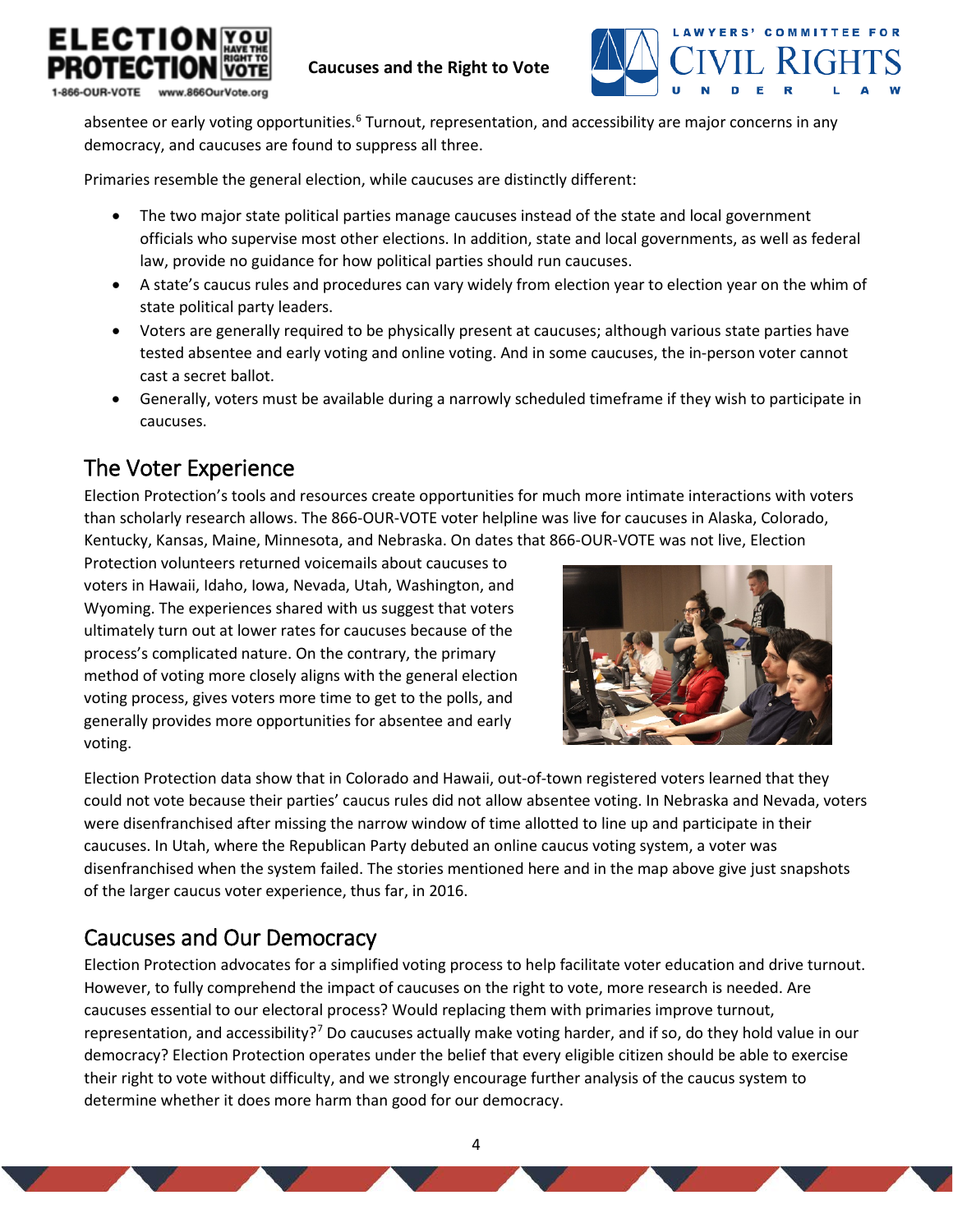absentee or early voting opportunities.[6] Turnout, representation, and accessibility are major concerns in any democracy, and caucuses are found to suppress all three.

Primaries resemble the general election, while caucuses are distinctly different:

- The two major state political parties manage caucuses instead of the state and local government officials who supervise most other elections. In addition, state and local governments, as well as federal law, provide no guidance for how political parties should run caucuses.
- A state's caucus rules and procedures can vary widely from election year to election year on the whim of state political party leaders.
- Voters are generally required to be physically present at caucuses; although various state parties have tested absentee and early voting and online voting. And in some caucuses, the in-person voter cannot cast a secret ballot.
- Generally, voters must be available during a narrowly scheduled timeframe if they wish to participate in caucuses.

## The Voter Experience

Election Protection's tools and resources create opportunities for much more intimate interactions with voters than scholarly research allows. The 866-OUR-VOTE voter helpline was live for caucuses in Alaska, Colorado, Kentucky, Kansas, Maine, Minnesota, and Nebraska. On dates that 866-OUR-VOTE was not live, Election Protection volunteers returned voicemails about caucuses to voters in Hawaii, Idaho, Iowa, Nevada, Utah, Washington, and Wyoming. The experiences shared with us suggest that voters ultimately turn out at lower rates for caucuses because of the process's complicated nature. On the contrary, the primary method of voting more closely aligns with the general election voting process, gives voters more time to get to the polls, and generally provides more opportunities for absentee and early voting.

Election Protection data show that in Colorado and Hawaii, out-of-town registered voters learned that they could not vote because their parties' caucus rules did not allow absentee voting. In Nebraska and Nevada, voters were disenfranchised after missing the narrow window of time allotted to line up and participate in their caucuses. In Utah, where the Republican Party debuted an online caucus voting system, a voter was disenfranchised when the system failed. The stories mentioned here and in the map above give just snapshots of the larger caucus voter experience, thus far, in 2016.

## Caucuses and Our Democracy

Election Protection advocates for a simplified voting process to help facilitate voter education and drive turnout. However, to fully comprehend the impact of caucuses on the right to vote, more research is needed. Are caucuses essential to our electoral process? Would replacing them with primaries improve turnout, representation, and accessibility?[7] Do caucuses actually make voting harder, and if so, do they hold value in our democracy? Election Protection operates under the belief that every eligible citizen should be able to exercise their right to vote without difficulty, and we strongly encourage further analysis of the caucus system to determine whether it does more harm than good for our democracy.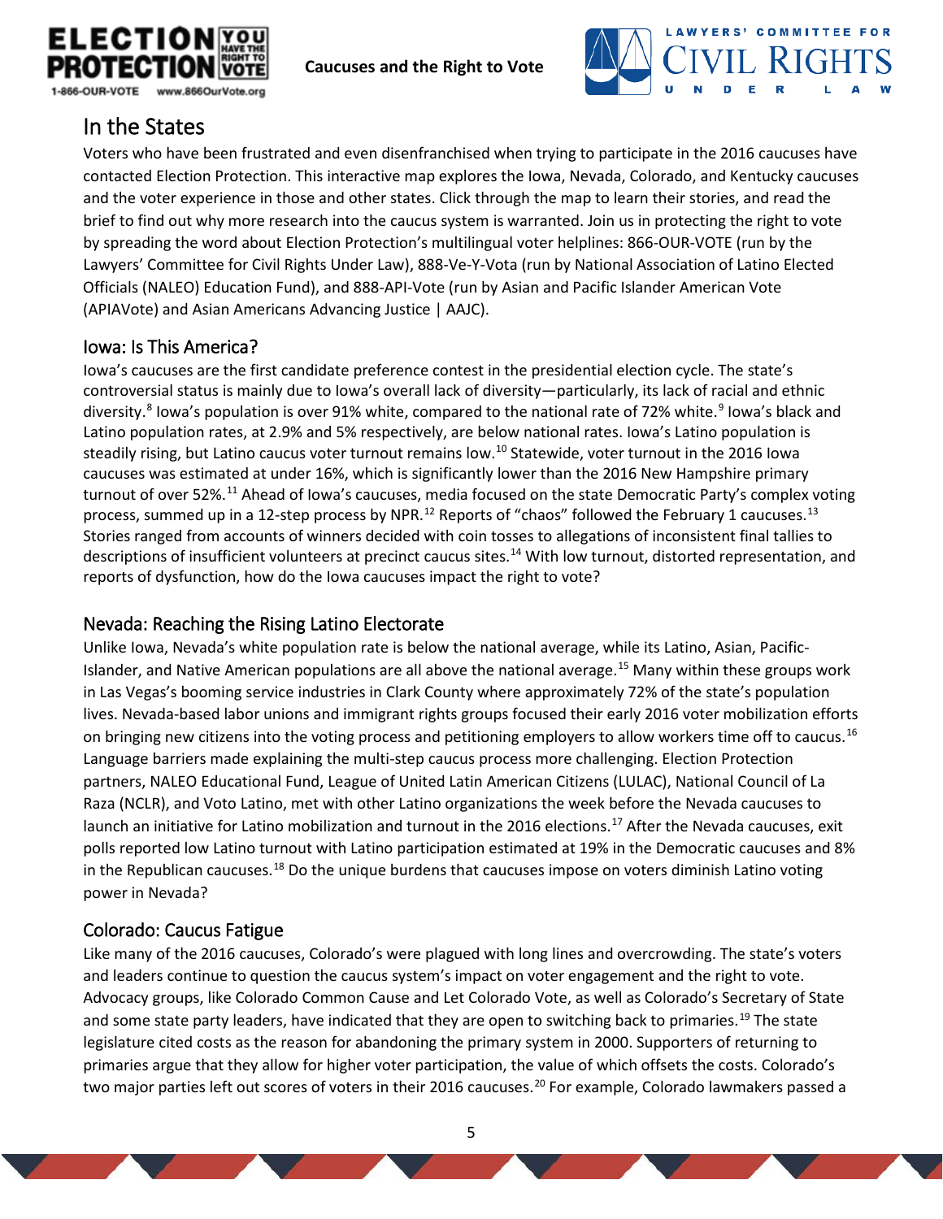## In the States

Voters who have been frustrated and even disenfranchised when trying to participate in the 2016 caucuses have contacted Election Protection. This interactive map explores the Iowa, Nevada, Colorado, and Kentucky caucuses and the voter experience in those and other states. Click through the map to learn their stories, and read the brief to find out why more research into the caucus system is warranted. Join us in protecting the right to vote by spreading the word about Election Protection's multilingual voter helplines: 866-OUR-VOTE (run by the Lawyers' Committee for Civil Rights Under Law), 888-Ve-Y-Vota (run by National Association of Latino Elected Officials (NALEO) Education Fund), and 888-API-Vote (run by Asian and Pacific Islander American Vote (APIAVote) and Asian Americans Advancing Justice | AAJC).

## Iowa: Is This America?

Iowa's caucuses are the first candidate preference contest in the presidential election cycle. The state's controversial status is mainly due to Iowa's overall lack of diversity—particularly, its lack of racial and ethnic diversity.[8] Iowa's population is over 91% white, compared to the national rate of 72% white.[9] Iowa's black and Latino population rates, at 2.9% and 5% respectively, are below national rates. Iowa's Latino population is steadily rising, but Latino caucus voter turnout remains low.[10] Statewide, voter turnout in the 2016 Iowa caucuses was estimated at under 16%, which is significantly lower than the 2016 New Hampshire primary turnout of over 52%.[11] Ahead of Iowa's caucuses, media focused on the state Democratic Party's complex voting process, summed up in a 12-step process by NPR.[12] Reports of "chaos" followed the February 1 caucuses.[13] Stories ranged from accounts of winners decided with coin tosses to allegations of inconsistent final tallies to descriptions of insufficient volunteers at precinct caucus sites.[14] With low turnout, distorted representation, and reports of dysfunction, how do the Iowa caucuses impact the right to vote?

## Nevada: Reaching the Rising Latino Electorate

Unlike Iowa, Nevada's white population rate is below the national average, while its Latino, Asian, Pacific-Islander, and Native American populations are all above the national average.[15] Many within these groups work in Las Vegas's booming service industries in Clark County where approximately 72% of the state's population lives. Nevada-based labor unions and immigrant rights groups focused their early 2016 voter mobilization efforts on bringing new citizens into the voting process and petitioning employers to allow workers time off to caucus.[16] Language barriers made explaining the multi-step caucus process more challenging. Election Protection partners, NALEO Educational Fund, League of United Latin American Citizens (LULAC), National Council of La Raza (NCLR), and Voto Latino, met with other Latino organizations the week before the Nevada caucuses to launch an initiative for Latino mobilization and turnout in the 2016 elections.[17] After the Nevada caucuses, exit polls reported low Latino turnout with Latino participation estimated at 19% in the Democratic caucuses and 8% in the Republican caucuses.[18] Do the unique burdens that caucuses impose on voters diminish Latino voting power in Nevada?

## Colorado: Caucus Fatigue

Like many of the 2016 caucuses, Colorado's were plagued with long lines and overcrowding. The state's voters and leaders continue to question the caucus system's impact on voter engagement and the right to vote. Advocacy groups, like Colorado Common Cause and Let Colorado Vote, as well as Colorado's Secretary of State and some state party leaders, have indicated that they are open to switching back to primaries.[19] The state legislature cited costs as the reason for abandoning the primary system in 2000. Supporters of returning to primaries argue that they allow for higher voter participation, the value of which offsets the costs. Colorado's two major parties left out scores of voters in their 2016 caucuses.[20] For example, Colorado lawmakers passed a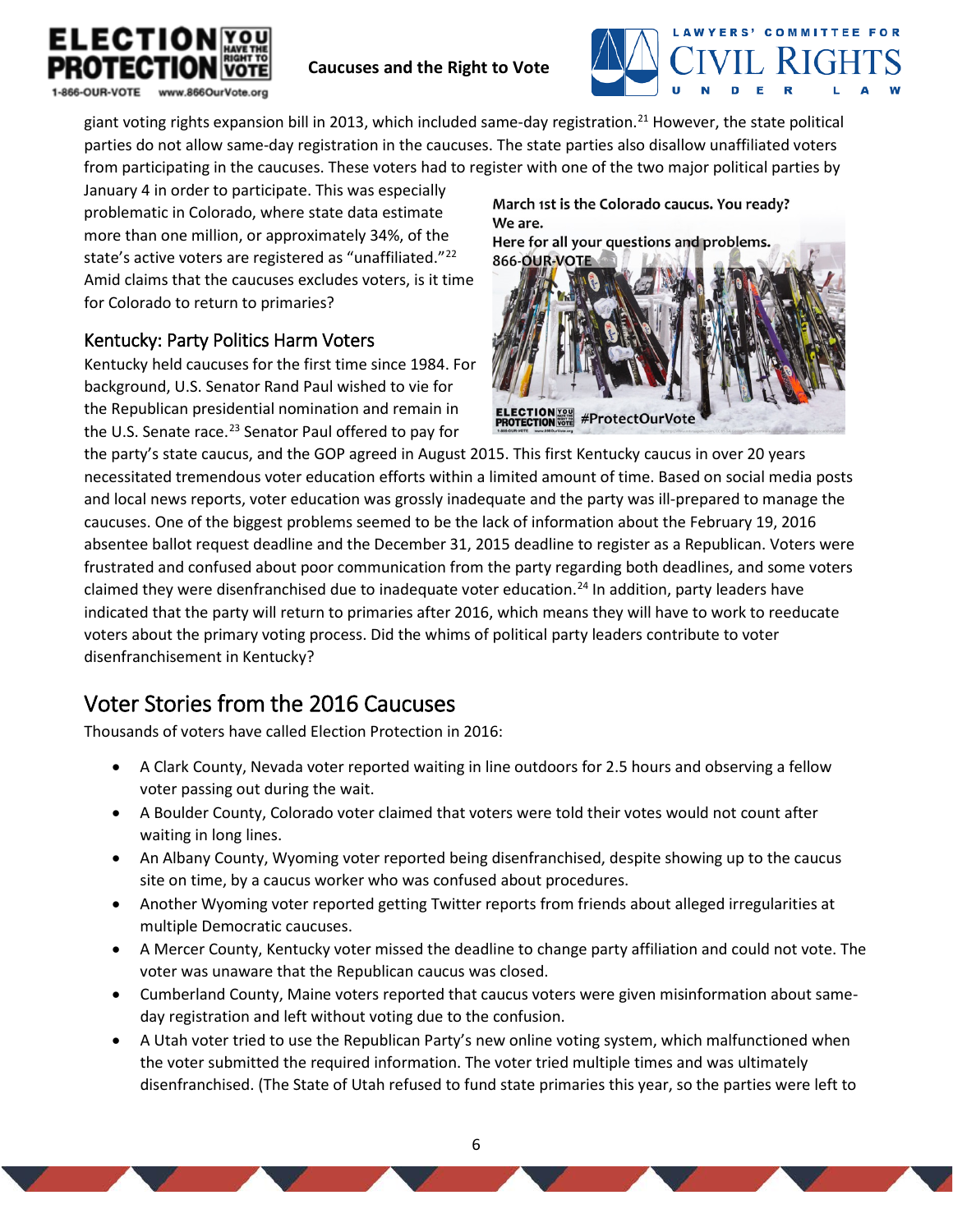giant voting rights expansion bill in 2013, which included same-day registration.[21] However, the state political parties do not allow same-day registration in the caucuses. The state parties also disallow unaffiliated voters from participating in the caucuses. These voters had to register with one of the two major political parties by January 4 in order to participate. This was especially problematic in Colorado, where state data estimate more than one million, or approximately 34%, of the state's active voters are registered as "unaffiliated."[22] Amid claims that the caucuses excludes voters, is it time for Colorado to return to primaries?

March 1st is the Colorado caucus. You ready? We are.
Here for all your questions and problems.
866-OUR-VOTE

ELECTION PROTECTION YOU HAVE THE RIGHT TO VOTE #ProtectOurVote

## Kentucky: Party Politics Harm Voters

Kentucky held caucuses for the first time since 1984. For background, U.S. Senator Rand Paul wished to vie for the Republican presidential nomination and remain in the U.S. Senate race.[23] Senator Paul offered to pay for the party's state caucus, and the GOP agreed in August 2015. This first Kentucky caucus in over 20 years necessitated tremendous voter education efforts within a limited amount of time. Based on social media posts and local news reports, voter education was grossly inadequate and the party was ill-prepared to manage the caucuses. One of the biggest problems seemed to be the lack of information about the February 19, 2016 absentee ballot request deadline and the December 31, 2015 deadline to register as a Republican. Voters were frustrated and confused about poor communication from the party regarding both deadlines, and some voters claimed they were disenfranchised due to inadequate voter education.[24] In addition, party leaders have indicated that the party will return to primaries after 2016, which means they will have to work to reeducate voters about the primary voting process. Did the whims of political party leaders contribute to voter disenfranchisement in Kentucky?

# Voter Stories from the 2016 Caucuses

Thousands of voters have called Election Protection in 2016:

- A Clark County, Nevada voter reported waiting in line outdoors for 2.5 hours and observing a fellow voter passing out during the wait.
- A Boulder County, Colorado voter claimed that voters were told their votes would not count after waiting in long lines.
- An Albany County, Wyoming voter reported being disenfranchised, despite showing up to the caucus site on time, by a caucus worker who was confused about procedures.
- Another Wyoming voter reported getting Twitter reports from friends about alleged irregularities at multiple Democratic caucuses.
- A Mercer County, Kentucky voter missed the deadline to change party affiliation and could not vote. The voter was unaware that the Republican caucus was closed.
- Cumberland County, Maine voters reported that caucus voters were given misinformation about same-day registration and left without voting due to the confusion.
- A Utah voter tried to use the Republican Party's new online voting system, which malfunctioned when the voter submitted the required information. The voter tried multiple times and was ultimately disenfranchised. (The State of Utah refused to fund state primaries this year, so the parties were left to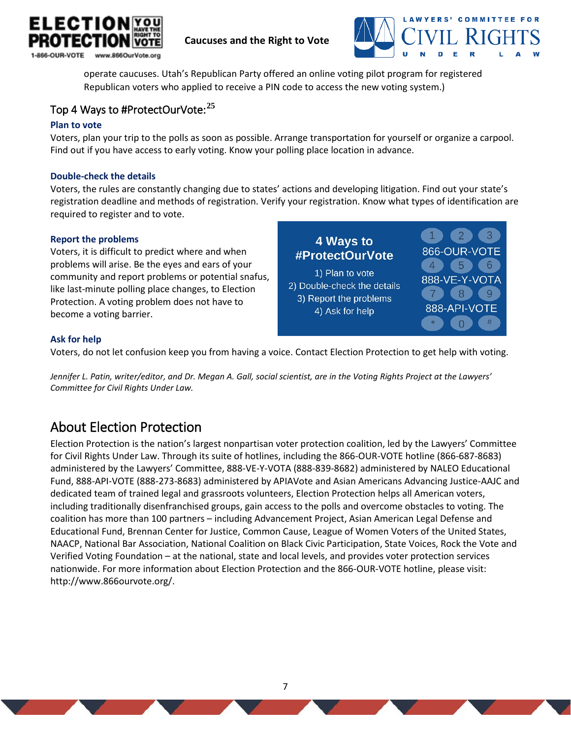operate caucuses. Utah's Republican Party offered an online voting pilot program for registered Republican voters who applied to receive a PIN code to access the new voting system.)

## Top 4 Ways to #ProtectOurVote:[25]

### Plan to vote

Voters, plan your trip to the polls as soon as possible. Arrange transportation for yourself or organize a carpool. Find out if you have access to early voting. Know your polling place location in advance.

### Double-check the details

Voters, the rules are constantly changing due to states' actions and developing litigation. Find out your state's registration deadline and methods of registration. Verify your registration. Know what types of identification are required to register and to vote.

### Report the problems

Voters, it is difficult to predict where and when problems will arise. Be the eyes and ears of your community and report problems or potential snafus, like last-minute polling place changes, to Election Protection. A voting problem does not have to become a voting barrier.

**4 Ways to #ProtectOurVote**

1) Plan to vote
2) Double-check the details
3) Report the problems
4) Ask for help

866-OUR-VOTE
888-VE-Y-VOTA
888-API-VOTE

### Ask for help

Voters, do not let confusion keep you from having a voice. Contact Election Protection to get help with voting.

*Jennifer L. Patin, writer/editor, and Dr. Megan A. Gall, social scientist, are in the Voting Rights Project at the Lawyers' Committee for Civil Rights Under Law.*

## About Election Protection

Election Protection is the nation's largest nonpartisan voter protection coalition, led by the Lawyers' Committee for Civil Rights Under Law. Through its suite of hotlines, including the 866-OUR-VOTE hotline (866-687-8683) administered by the Lawyers' Committee, 888-VE-Y-VOTA (888-839-8682) administered by NALEO Educational Fund, 888-API-VOTE (888-273-8683) administered by APIAVote and Asian Americans Advancing Justice-AAJC and dedicated team of trained legal and grassroots volunteers, Election Protection helps all American voters, including traditionally disenfranchised groups, gain access to the polls and overcome obstacles to voting. The coalition has more than 100 partners – including Advancement Project, Asian American Legal Defense and Educational Fund, Brennan Center for Justice, Common Cause, League of Women Voters of the United States, NAACP, National Bar Association, National Coalition on Black Civic Participation, State Voices, Rock the Vote and Verified Voting Foundation – at the national, state and local levels, and provides voter protection services nationwide. For more information about Election Protection and the 866-OUR-VOTE hotline, please visit: http://www.866ourvote.org/.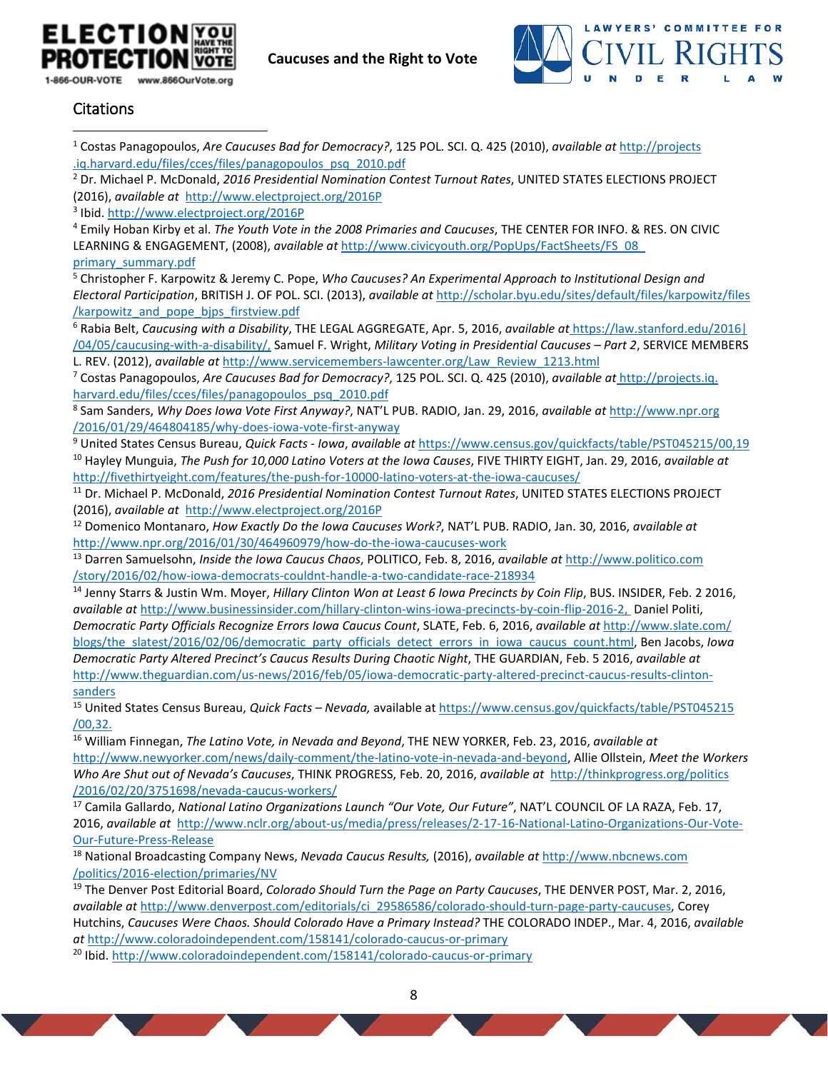## Citations

[1] Costas Panagopoulos, *Are Caucuses Bad for Democracy?*, 125 POL. SCI. Q. 425 (2010), *available at* http://projects .iq.harvard.edu/files/cces/files/panagopoulos_psq_2010.pdf

[2] Dr. Michael P. McDonald, *2016 Presidential Nomination Contest Turnout Rates*, UNITED STATES ELECTIONS PROJECT (2016), *available at* http://www.electproject.org/2016P

[3] Ibid. http://www.electproject.org/2016P

[4] Emily Hoban Kirby et al. *The Youth Vote in the 2008 Primaries and Caucuses*, THE CENTER FOR INFO. & RES. ON CIVIC LEARNING & ENGAGEMENT, (2008), *available at* http://www.civicyouth.org/PopUps/FactSheets/FS_08_ primary_summary.pdf

[5] Christopher F. Karpowitz & Jeremy C. Pope, *Who Caucuses? An Experimental Approach to Institutional Design and Electoral Participation*, BRITISH J. OF POL. SCI. (2013), *available at* http://scholar.byu.edu/sites/default/files/karpowitz/files /karpowitz_and_pope_bjps_firstview.pdf

[6] Rabia Belt, *Caucusing with a Disability*, THE LEGAL AGGREGATE, Apr. 5, 2016, *available at* https://law.stanford.edu/2016| /04/05/caucusing-with-a-disability/, Samuel F. Wright, *Military Voting in Presidential Caucuses – Part 2*, SERVICE MEMBERS L. REV. (2012), *available at* http://www.servicemembers-lawcenter.org/Law_Review_1213.html

[7] Costas Panagopoulos, *Are Caucuses Bad for Democracy?*, 125 POL. SCI. Q. 425 (2010), *available at* http://projects.iq. harvard.edu/files/cces/files/panagopoulos_psq_2010.pdf

[8] Sam Sanders, *Why Does Iowa Vote First Anyway?*, NAT'L PUB. RADIO, Jan. 29, 2016, *available at* http://www.npr.org /2016/01/29/464804185/why-does-iowa-vote-first-anyway

[9] United States Census Bureau, *Quick Facts - Iowa*, *available at* https://www.census.gov/quickfacts/table/PST045215/00,19

[10] Hayley Munguia, *The Push for 10,000 Latino Voters at the Iowa Causes*, FIVE THIRTY EIGHT, Jan. 29, 2016, *available at* http://fivethirtyeight.com/features/the-push-for-10000-latino-voters-at-the-iowa-caucuses/

[11] Dr. Michael P. McDonald, *2016 Presidential Nomination Contest Turnout Rates*, UNITED STATES ELECTIONS PROJECT (2016), *available at* http://www.electproject.org/2016P

[12] Domenico Montanaro, *How Exactly Do the Iowa Caucuses Work?*, NAT'L PUB. RADIO, Jan. 30, 2016, *available at* http://www.npr.org/2016/01/30/464960979/how-do-the-iowa-caucuses-work

[13] Darren Samuelsohn, *Inside the Iowa Caucus Chaos*, POLITICO, Feb. 8, 2016, *available at* http://www.politico.com /story/2016/02/how-iowa-democrats-couldnt-handle-a-two-candidate-race-218934

[14] Jenny Starrs & Justin Wm. Moyer, *Hillary Clinton Won at Least 6 Iowa Precincts by Coin Flip*, BUS. INSIDER, Feb. 2 2016, *available at* http://www.businessinsider.com/hillary-clinton-wins-iowa-precincts-by-coin-flip-2016-2, Daniel Politi, *Democratic Party Officials Recognize Errors Iowa Caucus Count*, SLATE, Feb. 6, 2016, *available at* http://www.slate.com/ blogs/the_slatest/2016/02/06/democratic_party_officials_detect_errors_in_iowa_caucus_count.html, Ben Jacobs, *Iowa Democratic Party Altered Precinct's Caucus Results During Chaotic Night*, THE GUARDIAN, Feb. 5 2016, *available at* http://www.theguardian.com/us-news/2016/feb/05/iowa-democratic-party-altered-precinct-caucus-results-clinton-sanders

[15] United States Census Bureau, *Quick Facts – Nevada,* available at https://www.census.gov/quickfacts/table/PST045215 /00,32.

[16] William Finnegan, *The Latino Vote, in Nevada and Beyond*, THE NEW YORKER, Feb. 23, 2016, *available at* http://www.newyorker.com/news/daily-comment/the-latino-vote-in-nevada-and-beyond, Allie Ollstein, *Meet the Workers Who Are Shut out of Nevada's Caucuses*, THINK PROGRESS, Feb. 20, 2016, *available at* http://thinkprogress.org/politics /2016/02/20/3751698/nevada-caucus-workers/

[17] Camila Gallardo, *National Latino Organizations Launch "Our Vote, Our Future"*, NAT'L COUNCIL OF LA RAZA, Feb. 17, 2016, *available at* http://www.nclr.org/about-us/media/press/releases/2-17-16-National-Latino-Organizations-Our-Vote-Our-Future-Press-Release

[18] National Broadcasting Company News, *Nevada Caucus Results,* (2016), *available at* http://www.nbcnews.com /politics/2016-election/primaries/NV

[19] The Denver Post Editorial Board, *Colorado Should Turn the Page on Party Caucuses*, THE DENVER POST, Mar. 2, 2016, *available at* http://www.denverpost.com/editorials/ci_29586586/colorado-should-turn-page-party-caucuses, Corey Hutchins, *Caucuses Were Chaos. Should Colorado Have a Primary Instead?* THE COLORADO INDEP., Mar. 4, 2016, *available at* http://www.coloradoindependent.com/158141/colorado-caucus-or-primary

[20] Ibid. http://www.coloradoindependent.com/158141/colorado-caucus-or-primary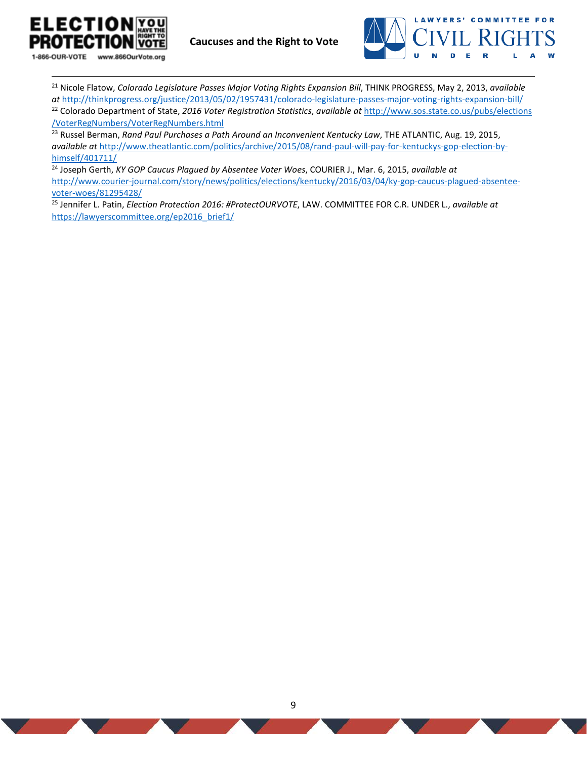[21] Nicole Flatow, *Colorado Legislature Passes Major Voting Rights Expansion Bill*, THINK PROGRESS, May 2, 2013, *available at* http://thinkprogress.org/justice/2013/05/02/1957431/colorado-legislature-passes-major-voting-rights-expansion-bill/

[22] Colorado Department of State, *2016 Voter Registration Statistics*, *available at* http://www.sos.state.co.us/pubs/elections/VoterRegNumbers/VoterRegNumbers.html

[23] Russel Berman, *Rand Paul Purchases a Path Around an Inconvenient Kentucky Law*, THE ATLANTIC, Aug. 19, 2015, *available at* http://www.theatlantic.com/politics/archive/2015/08/rand-paul-will-pay-for-kentuckys-gop-election-by-himself/401711/

[24] Joseph Gerth, *KY GOP Caucus Plagued by Absentee Voter Woes*, COURIER J., Mar. 6, 2015, *available at* http://www.courier-journal.com/story/news/politics/elections/kentucky/2016/03/04/ky-gop-caucus-plagued-absentee-voter-woes/81295428/

[25] Jennifer L. Patin, *Election Protection 2016: #ProtectOURVOTE*, LAW. COMMITTEE FOR C.R. UNDER L., *available at* https://lawyerscommittee.org/ep2016_brief1/